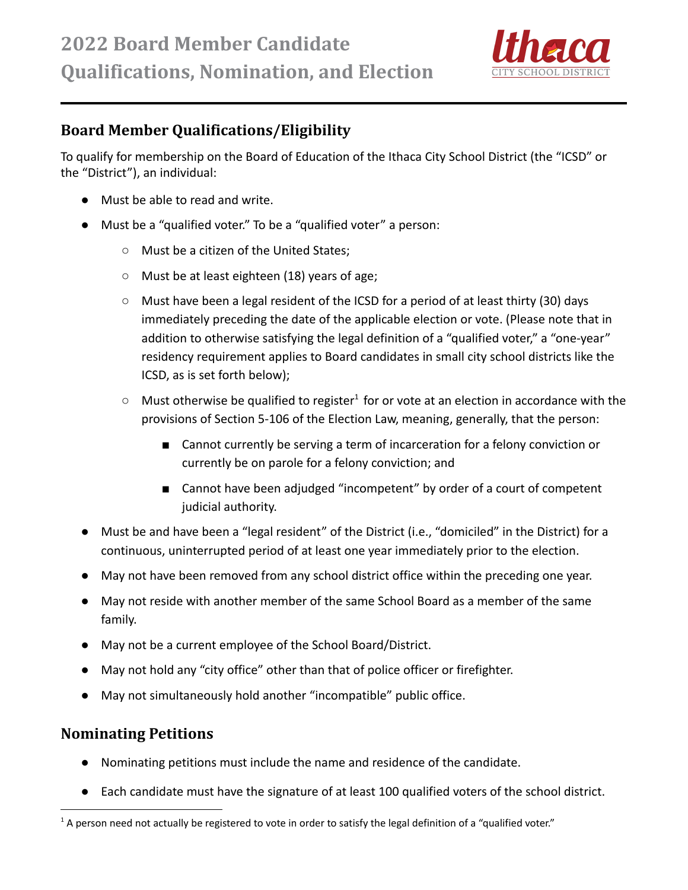# 2022 Board Member Candidate Qualifications, Nomination, and Election

## Board Member Qualifications/Eligibility

To qualify for membership on the Board of Education of the Ithaca City School District (the "ICSD" or the "District"), an individual:

- Must be able to read and write.
- Must be a "qualified voter." To be a "qualified voter" a person:
  - Must be a citizen of the United States;
  - Must be at least eighteen (18) years of age;
  - Must have been a legal resident of the ICSD for a period of at least thirty (30) days immediately preceding the date of the applicable election or vote. (Please note that in addition to otherwise satisfying the legal definition of a "qualified voter," a "one-year" residency requirement applies to Board candidates in small city school districts like the ICSD, as is set forth below);
  - Must otherwise be qualified to register[1] for or vote at an election in accordance with the provisions of Section 5-106 of the Election Law, meaning, generally, that the person:
    - Cannot currently be serving a term of incarceration for a felony conviction or currently be on parole for a felony conviction; and
    - Cannot have been adjudged "incompetent" by order of a court of competent judicial authority.
- Must be and have been a "legal resident" of the District (i.e., "domiciled" in the District) for a continuous, uninterrupted period of at least one year immediately prior to the election.
- May not have been removed from any school district office within the preceding one year.
- May not reside with another member of the same School Board as a member of the same family.
- May not be a current employee of the School Board/District.
- May not hold any "city office" other than that of police officer or firefighter.
- May not simultaneously hold another "incompatible" public office.

## Nominating Petitions

- Nominating petitions must include the name and residence of the candidate.
- Each candidate must have the signature of at least 100 qualified voters of the school district.

[1] A person need not actually be registered to vote in order to satisfy the legal definition of a "qualified voter."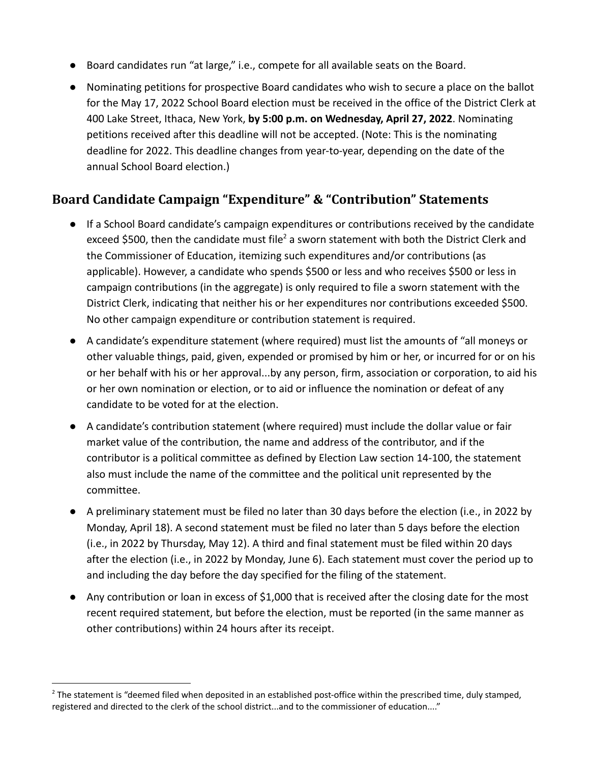- Board candidates run "at large," i.e., compete for all available seats on the Board.
- Nominating petitions for prospective Board candidates who wish to secure a place on the ballot for the May 17, 2022 School Board election must be received in the office of the District Clerk at 400 Lake Street, Ithaca, New York, **by 5:00 p.m. on Wednesday, April 27, 2022**. Nominating petitions received after this deadline will not be accepted. (Note: This is the nominating deadline for 2022. This deadline changes from year-to-year, depending on the date of the annual School Board election.)

## Board Candidate Campaign "Expenditure" & "Contribution" Statements

- If a School Board candidate's campaign expenditures or contributions received by the candidate exceed $500, then the candidate must file[2] a sworn statement with both the District Clerk and the Commissioner of Education, itemizing such expenditures and/or contributions (as applicable). However, a candidate who spends $500 or less and who receives $500 or less in campaign contributions (in the aggregate) is only required to file a sworn statement with the District Clerk, indicating that neither his or her expenditures nor contributions exceeded $500. No other campaign expenditure or contribution statement is required.
- A candidate's expenditure statement (where required) must list the amounts of "all moneys or other valuable things, paid, given, expended or promised by him or her, or incurred for or on his or her behalf with his or her approval...by any person, firm, association or corporation, to aid his or her own nomination or election, or to aid or influence the nomination or defeat of any candidate to be voted for at the election.
- A candidate's contribution statement (where required) must include the dollar value or fair market value of the contribution, the name and address of the contributor, and if the contributor is a political committee as defined by Election Law section 14-100, the statement also must include the name of the committee and the political unit represented by the committee.
- A preliminary statement must be filed no later than 30 days before the election (i.e., in 2022 by Monday, April 18). A second statement must be filed no later than 5 days before the election (i.e., in 2022 by Thursday, May 12). A third and final statement must be filed within 20 days after the election (i.e., in 2022 by Monday, June 6). Each statement must cover the period up to and including the day before the day specified for the filing of the statement.
- Any contribution or loan in excess of $1,000 that is received after the closing date for the most recent required statement, but before the election, must be reported (in the same manner as other contributions) within 24 hours after its receipt.

[2] The statement is "deemed filed when deposited in an established post-office within the prescribed time, duly stamped, registered and directed to the clerk of the school district...and to the commissioner of education...."